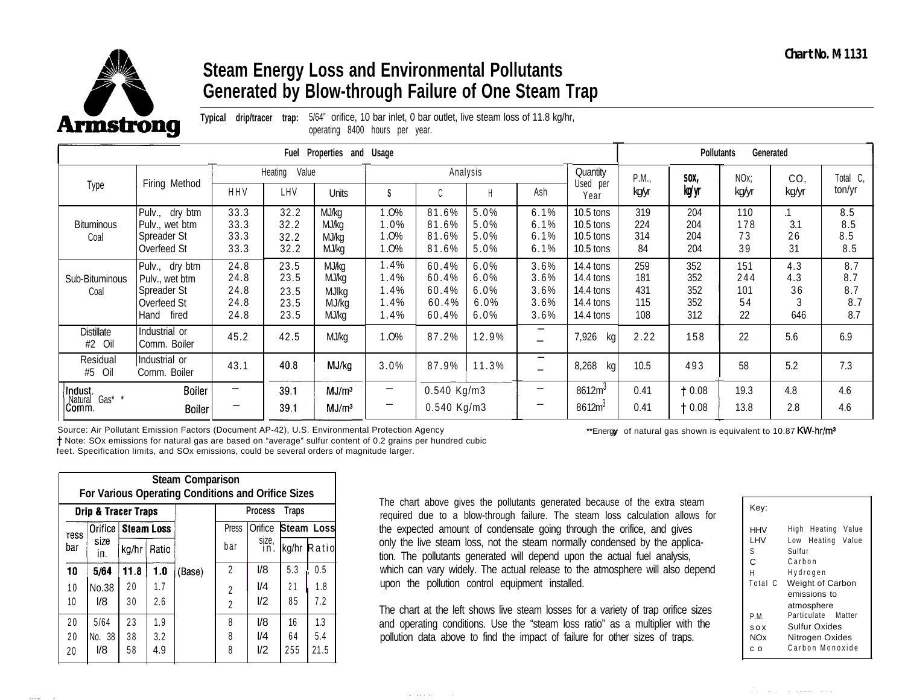Chart No. M-1131

**Armstrong**

# Steam Energy Loss and Environmental Pollutants Generated by Blow-through Failure of One Steam Trap

**Typical drip/tracer trap:** 5/64" orifice, 10 bar inlet, 0 bar outlet, live steam loss of 11.8 kg/hr, operating 8400 hours per year.

| Fuel Properties and Usage | | | | | | | | | | | Pollutants Generated | | | | |
|---|---|---|---|---|---|---|---|---|---|---|---|---|---|---|---|
| Type | Firing Method | Heating Value | | | Analysis | | | | Quantity Used per Year | | P.M., kg/yr | SOx, kg/yr | NOx, kg/yr | CO, kg/yr | Total C, ton/yr |
| | | HHV | LHV | Units | S | C | H | Ash | | | | | | | |
| Bituminous Coal | Pulv., dry btm | 33.3 | 32.2 | MJ/kg | 1.0% | 81.6% | 5.0% | 6.1% | 10.5 tons | | 319 | 204 | 110 | .1 | 8.5 |
| | Pulv., wet btm | 33.3 | 32.2 | MJ/kg | 1.0% | 81.6% | 5.0% | 6.1% | 10.5 tons | | 224 | 204 | 178 | 3.1 | 8.5 |
| | Spreader St | 33.3 | 32.2 | MJ/kg | 1.0% | 81.6% | 5.0% | 6.1% | 10.5 tons | | 314 | 204 | 73 | 26 | 8.5 |
| | Overfeed St | 33.3 | 32.2 | MJ/kg | 1.0% | 81.6% | 5.0% | 6.1% | 10.5 tons | | 84 | 204 | 39 | 31 | 8.5 |
| Sub-Bituminous Coal | Pulv., dry btm | 24.8 | 23.5 | MJ/kg | 1.4% | 60.4% | 6.0% | 3.6% | 14.4 tons | | 259 | 352 | 151 | 4.3 | 8.7 |
| | Pulv., wet btm | 24.8 | 23.5 | MJ/kg | 1.4% | 60.4% | 6.0% | 3.6% | 14.4 tons | | 181 | 352 | 244 | 4.3 | 8.7 |
| | Spreader St | 24.8 | 23.5 | MJ/kg | 1.4% | 60.4% | 6.0% | 3.6% | 14.4 tons | | 431 | 352 | 101 | 36 | 8.7 |
| | Overfeed St | 24.8 | 23.5 | MJ/kg | 1.4% | 60.4% | 6.0% | 3.6% | 14.4 tons | | 115 | 352 | 54 | 3 | 8.7 |
| | Hand fired | 24.8 | 23.5 | MJ/kg | 1.4% | 60.4% | 6.0% | 3.6% | 14.4 tons | | 108 | 312 | 22 | 646 | 8.7 |
| Distillate #2 Oil | Industrial or Comm. Boiler | 45.2 | 42.5 | MJ/kg | 1.0% | 87.2% | 12.9% | – | 7,926 | kg | 2.22 | 158 | 22 | 5.6 | 6.9 |
| Residual #5 Oil | Industrial or Comm. Boiler | 43.1 | 40.8 | MJ/kg | 3.0% | 87.9% | 11.3% | – | 8,268 | kg | 10.5 | 493 | 58 | 5.2 | 7.3 |
| Natural Gas** | Indust. Boiler | – | 39.1 | MJ/m³ | – | 0.540 Kg/m3 | | – | 8612m³ | | 0.41 | † 0.08 | 19.3 | 4.8 | 4.6 |
| | Comm. Boiler | – | 39.1 | MJ/m³ | – | 0.540 Kg/m3 | | – | 8612m³ | | 0.41 | † 0.08 | 13.8 | 2.8 | 4.6 |

Source: Air Pollutant Emission Factors (Document AP-42), U.S. Environmental Protection Agency

† Note: SOx emissions for natural gas are based on "average" sulfur content of 0.2 grains per hundred cubic feet. Specification limits, and SOx emissions, could be several orders of magnitude larger.

**Energy of natural gas shown is equivalent to 10.87 KW-hr/m³

**Steam Comparison For Various Operating Conditions and Orifice Sizes**

| Drip & Tracer Traps | | | | | Process Traps | | | |
|---|---|---|---|---|---|---|---|---|
| Press bar | Orifice size in. | Steam Loss kg/hr | Steam Loss Ratio | | Press bar | Orifice size, in. | Steam Loss kg/hr | Steam Loss Ratio |
| **10** | **5/64** | **11.8** | **1.0** | (Base) | 2 | 1/8 | 5.3 | 0.5 |
| 10 | No.38 | 20 | 1.7 | | 2 | 1/4 | 21 | 1.8 |
| 10 | 1/8 | 30 | 2.6 | | 2 | 1/2 | 85 | 7.2 |
| 20 | 5/64 | 23 | 1.9 | | 8 | 1/8 | 16 | 1.3 |
| 20 | No. 38 | 38 | 3.2 | | 8 | 1/4 | 64 | 5.4 |
| 20 | 1/8 | 58 | 4.9 | | 8 | 1/2 | 255 | 21.5 |

The chart above gives the pollutants generated because of the extra steam required due to a blow-through failure. The steam loss calculation allows for the expected amount of condensate going through the orifice, and gives only the live steam loss, not the steam normally condensed by the application. The pollutants generated will depend upon the actual fuel analysis, which can vary widely. The actual release to the atmosphere will also depend upon the pollution control equipment installed.

The chart at the left shows live steam losses for a variety of trap orifice sizes and operating conditions. Use the "steam loss ratio" as a multiplier with the pollution data above to find the impact of failure for other sizes of traps.

Key:

| | |
|---|---|
| HHV | High Heating Value |
| LHV | Low Heating Value |
| S | Sulfur |
| C | Carbon |
| H | Hydrogen |
| Total C | Weight of Carbon emissions to atmosphere |
| P.M. | Particulate Matter |
| SOx | Sulfur Oxides |
| NOx | Nitrogen Oxides |
| CO | Carbon Monoxide |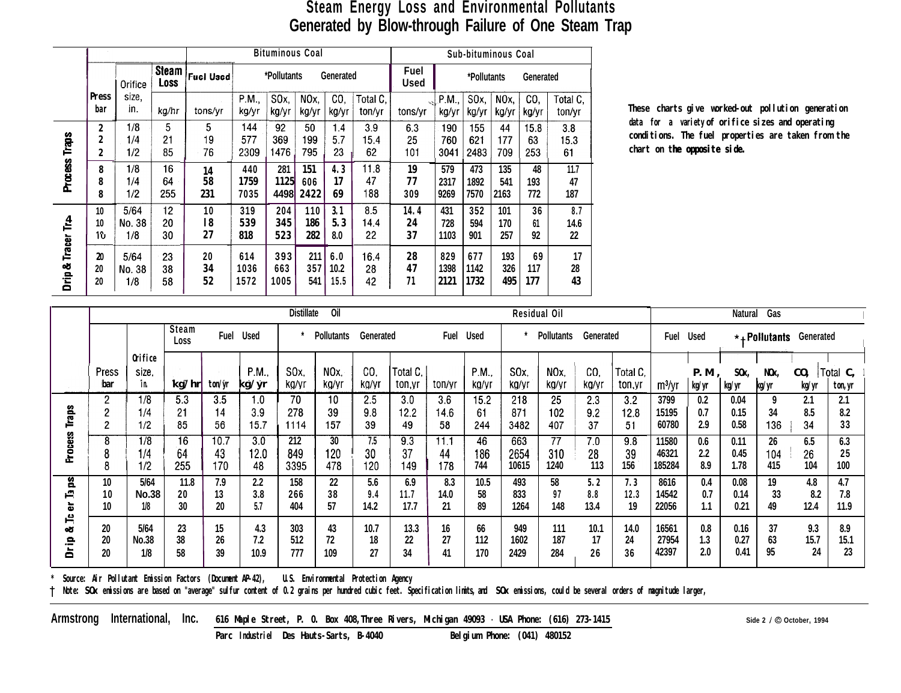# Steam Energy Loss and Environmental Pollutants Generated by Blow-through Failure of One Steam Trap

| | Press bar | Orifice size, in. | Steam Loss kg/hr | Bituminous Coal Fuel Used tons/yr | *Pollutants Generated P.M., kg/yr | SOx, kg/yr | NOx, kg/yr | CO, kg/yr | Total C, ton/yr | Sub-bituminous Coal Fuel Used tons/yr | *Pollutants Generated P.M., kg/yr | SOx, kg/yr | NOx, kg/yr | CO, kg/yr | Total C, ton/yr |
|---|---|---|---|---|---|---|---|---|---|---|---|---|---|---|---|
| Process Traps | 2 | 1/8 | 5 | 5 | 144 | 92 | 50 | 1.4 | 3.9 | 6.3 | 190 | 155 | 44 | 15.8 | 3.8 |
| | 2 | 1/4 | 21 | 19 | 577 | 369 | 199 | 5.7 | 15.4 | 25 | 760 | 621 | 177 | 63 | 15.3 |
| | 2 | 1/2 | 85 | 76 | 2309 | 1476 | 795 | 23 | 62 | 101 | 3041 | 2483 | 709 | 253 | 61 |
| | 8 | 1/8 | 16 | 14 | 440 | 281 | 151 | 4.3 | 11.8 | 19 | 579 | 473 | 135 | 48 | 11.7 |
| | 8 | 1/4 | 64 | 58 | 1759 | 1125 | 606 | 17 | 47 | 77 | 2317 | 1892 | 541 | 193 | 47 |
| | 8 | 1/2 | 255 | 231 | 7035 | 4498 | 2422 | 69 | 188 | 309 | 9269 | 7570 | 2163 | 772 | 187 |
| Drip & Tracer Traps | 10 | 5/64 | 12 | 10 | 319 | 204 | 110 | 3.1 | 8.5 | 14.4 | 431 | 352 | 101 | 36 | 8.7 |
| | 10 | No. 38 | 20 | 18 | 539 | 345 | 186 | 5.3 | 14.4 | 24 | 728 | 594 | 170 | 61 | 14.6 |
| | 10 | 1/8 | 30 | 27 | 818 | 523 | 282 | 8.0 | 22 | 37 | 1103 | 901 | 257 | 92 | 22 |
| | 20 | 5/64 | 23 | 20 | 614 | 393 | 211 | 6.0 | 16.4 | 28 | 829 | 677 | 193 | 69 | 17 |
| | 20 | No. 38 | 38 | 34 | 1036 | 663 | 357 | 10.2 | 28 | 47 | 1398 | 1142 | 326 | 117 | 28 |
| | 20 | 1/8 | 58 | 52 | 1572 | 1005 | 541 | 15.5 | 42 | 71 | 2121 | 1732 | 495 | 177 | 43 |

**These charts give worked-out pollution generation data for a variety of orifice sizes and operating conditions. The fuel properties are taken from the chart on the opposite side.**

| | Press bar | Orifice size, in. | Steam Loss kg/hr | Distillate Oil Fuel Used ton/yr | *Pollutants Generated P.M., kg/yr | SOx, kg/yr | NOx, kg/yr | CO, kg/yr | Total C, ton/yr | Residual Oil Fuel Used ton/yr | *Pollutants Generated P.M., kg/yr | SOx, kg/yr | NOx, kg/yr | CO, kg/yr | Total C, ton/yr | Natural Gas Fuel Used m³/yr | *†Pollutants Generated P.M., kg/yr | SOx, kg/yr | NOx, kg/yr | CO, kg/yr | Total C, ton/yr |
|---|---|---|---|---|---|---|---|---|---|---|---|---|---|---|---|---|---|---|---|---|---|
| Process Traps | 2 | 1/8 | 5.3 | 3.5 | 1.0 | 70 | 10 | 2.5 | 3.0 | 3.6 | 15.2 | 218 | 25 | 2.3 | 3.2 | 3799 | 0.2 | 0.04 | 9 | 2.1 | 2.1 |
| | 2 | 1/4 | 21 | 14 | 3.9 | 278 | 39 | 9.8 | 12.2 | 14.6 | 61 | 871 | 102 | 9.2 | 12.8 | 15195 | 0.7 | 0.15 | 34 | 8.5 | 8.2 |
| | 2 | 1/2 | 85 | 56 | 15.7 | 1114 | 157 | 39 | 49 | 58 | 244 | 3482 | 407 | 37 | 51 | 60780 | 2.9 | 0.58 | 136 | 34 | 33 |
| | 8 | 1/8 | 16 | 10.7 | 3.0 | 212 | 30 | 7.5 | 9.3 | 11.1 | 46 | 663 | 77 | 7.0 | 9.8 | 11580 | 0.6 | 0.11 | 26 | 6.5 | 6.3 |
| | 8 | 1/4 | 64 | 43 | 12.0 | 849 | 120 | 30 | 37 | 44 | 186 | 2654 | 310 | 28 | 39 | 46321 | 2.2 | 0.45 | 104 | 26 | 25 |
| | 8 | 1/2 | 255 | 170 | 48 | 3395 | 478 | 120 | 149 | 178 | 744 | 10615 | 1240 | 113 | 156 | 185284 | 8.9 | 1.78 | 415 | 104 | 100 |
| Drip & Tracer Traps | 10 | 5/64 | 11.8 | 7.9 | 2.2 | 158 | 22 | 5.6 | 6.9 | 8.3 | 10.5 | 493 | 58 | 5.2 | 7.3 | 8616 | 0.4 | 0.08 | 19 | 4.8 | 4.7 |
| | 10 | No.38 | 20 | 13 | 3.8 | 266 | 38 | 9.4 | 11.7 | 14.0 | 58 | 833 | 97 | 8.8 | 12.3 | 14542 | 0.7 | 0.14 | 33 | 8.2 | 7.8 |
| | 10 | 1/8 | 30 | 20 | 5.7 | 404 | 57 | 14.2 | 17.7 | 21 | 89 | 1264 | 148 | 13.4 | 19 | 22056 | 1.1 | 0.21 | 49 | 12.4 | 11.9 |
| | 20 | 5/64 | 23 | 15 | 4.3 | 303 | 43 | 10.7 | 13.3 | 16 | 66 | 949 | 111 | 10.1 | 14.0 | 16561 | 0.8 | 0.16 | 37 | 9.3 | 8.9 |
| | 20 | No.38 | 38 | 26 | 7.2 | 512 | 72 | 18 | 22 | 27 | 112 | 1602 | 187 | 17 | 24 | 27954 | 1.3 | 0.27 | 63 | 15.7 | 15.1 |
| | 20 | 1/8 | 58 | 39 | 10.9 | 777 | 109 | 27 | 34 | 41 | 170 | 2429 | 284 | 26 | 36 | 42397 | 2.0 | 0.41 | 95 | 24 | 23 |

\* Source: Air Pollutant Emission Factors (Document AP-42), U.S. Environmental Protection Agency

† Note: SOx emissions are based on "average" sulfur content of 0.2 grains per hundred cubic feet. Specification limits, and SOx emissions, could be several orders of magnitude larger,

Armstrong International, Inc. 616 Maple Street, P. O. Box 408, Three Rivers, Michigan 49093 · USA Phone: (616) 273-1415
Parc Industriel Des Hauts-Sarts, B-4040 Belgium Phone: (041) 480152

Side 2 / © October, 1994